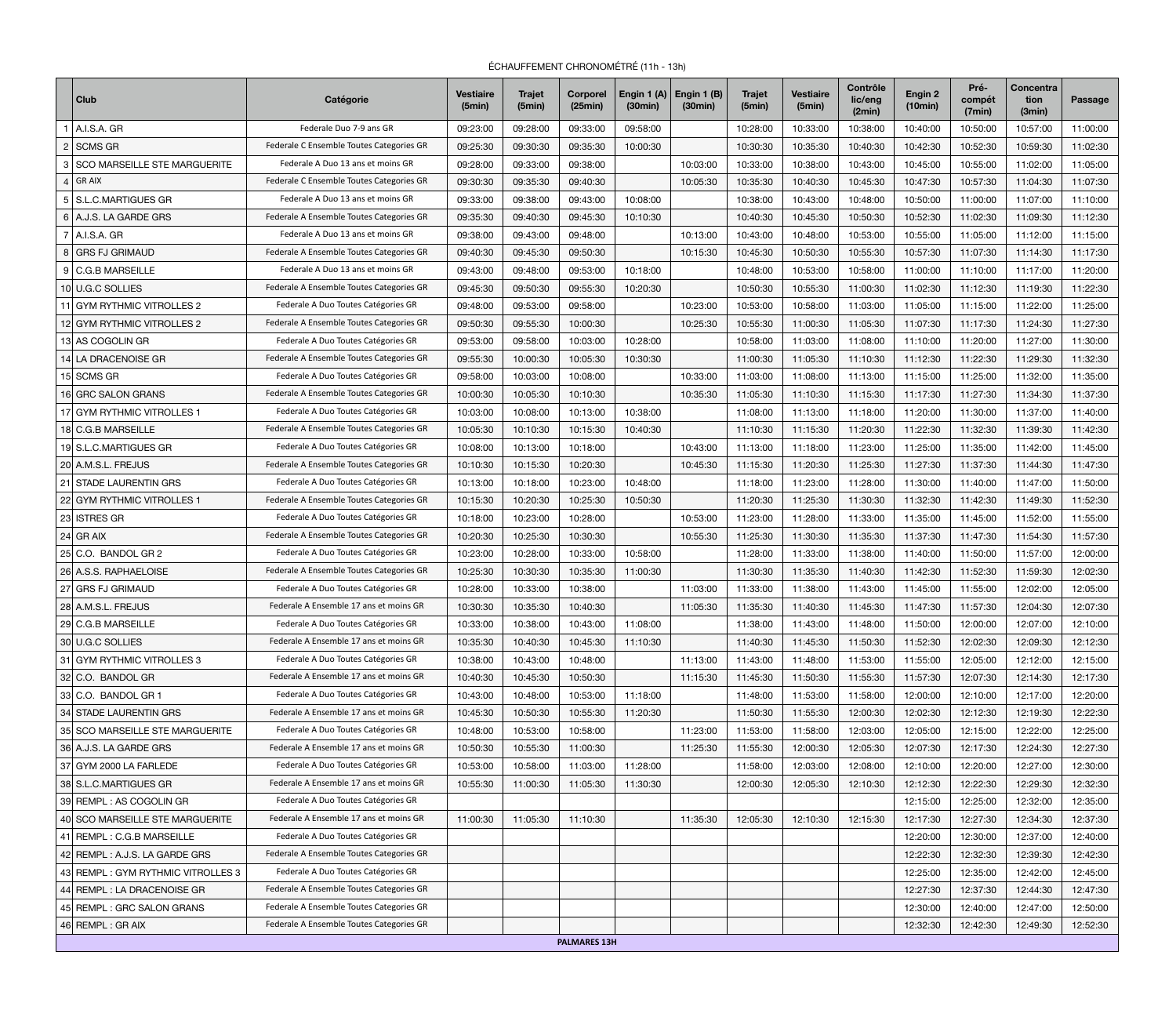ÉCHAUFFEMENT CHRONOMÉTRÉ (11h - 13h)

| | Club | Catégorie | Vestiaire (5min) | Trajet (5min) | Corporel (25min) | Engin 1 (A) (30min) | Engin 1 (B) (30min) | Trajet (5min) | Vestiaire (5min) | Contrôle lic/eng (2min) | Engin 2 (10min) | Pré-compét (7min) | Concentration (3min) | Passage |
|---|---|---|---|---|---|---|---|---|---|---|---|---|---|---|
| 1 | A.I.S.A. GR | Federale Duo 7-9 ans GR | 09:23:00 | 09:28:00 | 09:33:00 | 09:58:00 | | 10:28:00 | 10:33:00 | 10:38:00 | 10:40:00 | 10:50:00 | 10:57:00 | 11:00:00 |
| 2 | SCMS GR | Federale C Ensemble Toutes Categories GR | 09:25:30 | 09:30:30 | 09:35:30 | 10:00:30 | | 10:30:30 | 10:35:30 | 10:40:30 | 10:42:30 | 10:52:30 | 10:59:30 | 11:02:30 |
| 3 | SCO MARSEILLE STE MARGUERITE | Federale A Duo 13 ans et moins GR | 09:28:00 | 09:33:00 | 09:38:00 | | 10:03:00 | 10:33:00 | 10:38:00 | 10:43:00 | 10:45:00 | 10:55:00 | 11:02:00 | 11:05:00 |
| 4 | GR AIX | Federale C Ensemble Toutes Categories GR | 09:30:30 | 09:35:30 | 09:40:30 | | 10:05:30 | 10:35:30 | 10:40:30 | 10:45:30 | 10:47:30 | 10:57:30 | 11:04:30 | 11:07:30 |
| 5 | S.L.C.MARTIGUES GR | Federale A Duo 13 ans et moins GR | 09:33:00 | 09:38:00 | 09:43:00 | 10:08:00 | | 10:38:00 | 10:43:00 | 10:48:00 | 10:50:00 | 11:00:00 | 11:07:00 | 11:10:00 |
| 6 | A.J.S. LA GARDE GRS | Federale A Ensemble Toutes Categories GR | 09:35:30 | 09:40:30 | 09:45:30 | 10:10:30 | | 10:40:30 | 10:45:30 | 10:50:30 | 10:52:30 | 11:02:30 | 11:09:30 | 11:12:30 |
| 7 | A.I.S.A. GR | Federale A Duo 13 ans et moins GR | 09:38:00 | 09:43:00 | 09:48:00 | | 10:13:00 | 10:43:00 | 10:48:00 | 10:53:00 | 10:55:00 | 11:05:00 | 11:12:00 | 11:15:00 |
| 8 | GRS FJ GRIMAUD | Federale A Ensemble Toutes Categories GR | 09:40:30 | 09:45:30 | 09:50:30 | | 10:15:30 | 10:45:30 | 10:50:30 | 10:55:30 | 10:57:30 | 11:07:30 | 11:14:30 | 11:17:30 |
| 9 | C.G.B MARSEILLE | Federale A Duo 13 ans et moins GR | 09:43:00 | 09:48:00 | 09:53:00 | 10:18:00 | | 10:48:00 | 10:53:00 | 10:58:00 | 11:00:00 | 11:10:00 | 11:17:00 | 11:20:00 |
| 10 | U.G.C SOLLIES | Federale A Ensemble Toutes Categories GR | 09:45:30 | 09:50:30 | 09:55:30 | 10:20:30 | | 10:50:30 | 10:55:30 | 11:00:30 | 11:02:30 | 11:12:30 | 11:19:30 | 11:22:30 |
| 11 | GYM RYTHMIC VITROLLES 2 | Federale A Duo Toutes Catégories GR | 09:48:00 | 09:53:00 | 09:58:00 | | 10:23:00 | 10:53:00 | 10:58:00 | 11:03:00 | 11:05:00 | 11:15:00 | 11:22:00 | 11:25:00 |
| 12 | GYM RYTHMIC VITROLLES 2 | Federale A Ensemble Toutes Categories GR | 09:50:30 | 09:55:30 | 10:00:30 | | 10:25:30 | 10:55:30 | 11:00:30 | 11:05:30 | 11:07:30 | 11:17:30 | 11:24:30 | 11:27:30 |
| 13 | AS COGOLIN GR | Federale A Duo Toutes Catégories GR | 09:53:00 | 09:58:00 | 10:03:00 | 10:28:00 | | 10:58:00 | 11:03:00 | 11:08:00 | 11:10:00 | 11:20:00 | 11:27:00 | 11:30:00 |
| 14 | LA DRACENOISE GR | Federale A Ensemble Toutes Categories GR | 09:55:30 | 10:00:30 | 10:05:30 | 10:30:30 | | 11:00:30 | 11:05:30 | 11:10:30 | 11:12:30 | 11:22:30 | 11:29:30 | 11:32:30 |
| 15 | SCMS GR | Federale A Duo Toutes Catégories GR | 09:58:00 | 10:03:00 | 10:08:00 | | 10:33:00 | 11:03:00 | 11:08:00 | 11:13:00 | 11:15:00 | 11:25:00 | 11:32:00 | 11:35:00 |
| 16 | GRC SALON GRANS | Federale A Ensemble Toutes Categories GR | 10:00:30 | 10:05:30 | 10:10:30 | | 10:35:30 | 11:05:30 | 11:10:30 | 11:15:30 | 11:17:30 | 11:27:30 | 11:34:30 | 11:37:30 |
| 17 | GYM RYTHMIC VITROLLES 1 | Federale A Duo Toutes Catégories GR | 10:03:00 | 10:08:00 | 10:13:00 | 10:38:00 | | 11:08:00 | 11:13:00 | 11:18:00 | 11:20:00 | 11:30:00 | 11:37:00 | 11:40:00 |
| 18 | C.G.B MARSEILLE | Federale A Ensemble Toutes Categories GR | 10:05:30 | 10:10:30 | 10:15:30 | 10:40:30 | | 11:10:30 | 11:15:30 | 11:20:30 | 11:22:30 | 11:32:30 | 11:39:30 | 11:42:30 |
| 19 | S.L.C.MARTIGUES GR | Federale A Duo Toutes Catégories GR | 10:08:00 | 10:13:00 | 10:18:00 | | 10:43:00 | 11:13:00 | 11:18:00 | 11:23:00 | 11:25:00 | 11:35:00 | 11:42:00 | 11:45:00 |
| 20 | A.M.S.L. FREJUS | Federale A Ensemble Toutes Categories GR | 10:10:30 | 10:15:30 | 10:20:30 | | 10:45:30 | 11:15:30 | 11:20:30 | 11:25:30 | 11:27:30 | 11:37:30 | 11:44:30 | 11:47:30 |
| 21 | STADE LAURENTIN GRS | Federale A Duo Toutes Catégories GR | 10:13:00 | 10:18:00 | 10:23:00 | 10:48:00 | | 11:18:00 | 11:23:00 | 11:28:00 | 11:30:00 | 11:40:00 | 11:47:00 | 11:50:00 |
| 22 | GYM RYTHMIC VITROLLES 1 | Federale A Ensemble Toutes Categories GR | 10:15:30 | 10:20:30 | 10:25:30 | 10:50:30 | | 11:20:30 | 11:25:30 | 11:30:30 | 11:32:30 | 11:42:30 | 11:49:30 | 11:52:30 |
| 23 | ISTRES GR | Federale A Duo Toutes Catégories GR | 10:18:00 | 10:23:00 | 10:28:00 | | 10:53:00 | 11:23:00 | 11:28:00 | 11:33:00 | 11:35:00 | 11:45:00 | 11:52:00 | 11:55:00 |
| 24 | GR AIX | Federale A Ensemble Toutes Categories GR | 10:20:30 | 10:25:30 | 10:30:30 | | 10:55:30 | 11:25:30 | 11:30:30 | 11:35:30 | 11:37:30 | 11:47:30 | 11:54:30 | 11:57:30 |
| 25 | C.O. BANDOL GR 2 | Federale A Duo Toutes Catégories GR | 10:23:00 | 10:28:00 | 10:33:00 | 10:58:00 | | 11:28:00 | 11:33:00 | 11:38:00 | 11:40:00 | 11:50:00 | 11:57:00 | 12:00:00 |
| 26 | A.S.S. RAPHAELOISE | Federale A Ensemble Toutes Categories GR | 10:25:30 | 10:30:30 | 10:35:30 | 11:00:30 | | 11:30:30 | 11:35:30 | 11:40:30 | 11:42:30 | 11:52:30 | 11:59:30 | 12:02:30 |
| 27 | GRS FJ GRIMAUD | Federale A Duo Toutes Catégories GR | 10:28:00 | 10:33:00 | 10:38:00 | | 11:03:00 | 11:33:00 | 11:38:00 | 11:43:00 | 11:45:00 | 11:55:00 | 12:02:00 | 12:05:00 |
| 28 | A.M.S.L. FREJUS | Federale A Ensemble 17 ans et moins GR | 10:30:30 | 10:35:30 | 10:40:30 | | 11:05:30 | 11:35:30 | 11:40:30 | 11:45:30 | 11:47:30 | 11:57:30 | 12:04:30 | 12:07:30 |
| 29 | C.G.B MARSEILLE | Federale A Duo Toutes Catégories GR | 10:33:00 | 10:38:00 | 10:43:00 | 11:08:00 | | 11:38:00 | 11:43:00 | 11:48:00 | 11:50:00 | 12:00:00 | 12:07:00 | 12:10:00 |
| 30 | U.G.C SOLLIES | Federale A Ensemble 17 ans et moins GR | 10:35:30 | 10:40:30 | 10:45:30 | 11:10:30 | | 11:40:30 | 11:45:30 | 11:50:30 | 11:52:30 | 12:02:30 | 12:09:30 | 12:12:30 |
| 31 | GYM RYTHMIC VITROLLES 3 | Federale A Duo Toutes Catégories GR | 10:38:00 | 10:43:00 | 10:48:00 | | 11:13:00 | 11:43:00 | 11:48:00 | 11:53:00 | 11:55:00 | 12:05:00 | 12:12:00 | 12:15:00 |
| 32 | C.O. BANDOL GR | Federale A Ensemble 17 ans et moins GR | 10:40:30 | 10:45:30 | 10:50:30 | | 11:15:30 | 11:45:30 | 11:50:30 | 11:55:30 | 11:57:30 | 12:07:30 | 12:14:30 | 12:17:30 |
| 33 | C.O. BANDOL GR 1 | Federale A Duo Toutes Catégories GR | 10:43:00 | 10:48:00 | 10:53:00 | 11:18:00 | | 11:48:00 | 11:53:00 | 11:58:00 | 12:00:00 | 12:10:00 | 12:17:00 | 12:20:00 |
| 34 | STADE LAURENTIN GRS | Federale A Ensemble 17 ans et moins GR | 10:45:30 | 10:50:30 | 10:55:30 | 11:20:30 | | 11:50:30 | 11:55:30 | 12:00:30 | 12:02:30 | 12:12:30 | 12:19:30 | 12:22:30 |
| 35 | SCO MARSEILLE STE MARGUERITE | Federale A Duo Toutes Catégories GR | 10:48:00 | 10:53:00 | 10:58:00 | | 11:23:00 | 11:53:00 | 11:58:00 | 12:03:00 | 12:05:00 | 12:15:00 | 12:22:00 | 12:25:00 |
| 36 | A.J.S. LA GARDE GRS | Federale A Ensemble 17 ans et moins GR | 10:50:30 | 10:55:30 | 11:00:30 | | 11:25:30 | 11:55:30 | 12:00:30 | 12:05:30 | 12:07:30 | 12:17:30 | 12:24:30 | 12:27:30 |
| 37 | GYM 2000 LA FARLEDE | Federale A Duo Toutes Catégories GR | 10:53:00 | 10:58:00 | 11:03:00 | 11:28:00 | | 11:58:00 | 12:03:00 | 12:08:00 | 12:10:00 | 12:20:00 | 12:27:00 | 12:30:00 |
| 38 | S.L.C.MARTIGUES GR | Federale A Ensemble 17 ans et moins GR | 10:55:30 | 11:00:30 | 11:05:30 | 11:30:30 | | 12:00:30 | 12:05:30 | 12:10:30 | 12:12:30 | 12:22:30 | 12:29:30 | 12:32:30 |
| 39 | REMPL : AS COGOLIN GR | Federale A Duo Toutes Catégories GR | | | | | | | | | 12:15:00 | 12:25:00 | 12:32:00 | 12:35:00 |
| 40 | SCO MARSEILLE STE MARGUERITE | Federale A Ensemble 17 ans et moins GR | 11:00:30 | 11:05:30 | 11:10:30 | | 11:35:30 | 12:05:30 | 12:10:30 | 12:15:30 | 12:17:30 | 12:27:30 | 12:34:30 | 12:37:30 |
| 41 | REMPL : C.G.B MARSEILLE | Federale A Duo Toutes Catégories GR | | | | | | | | | 12:20:00 | 12:30:00 | 12:37:00 | 12:40:00 |
| 42 | REMPL : A.J.S. LA GARDE GRS | Federale A Ensemble Toutes Categories GR | | | | | | | | | 12:22:30 | 12:32:30 | 12:39:30 | 12:42:30 |
| 43 | REMPL : GYM RYTHMIC VITROLLES 3 | Federale A Duo Toutes Catégories GR | | | | | | | | | 12:25:00 | 12:35:00 | 12:42:00 | 12:45:00 |
| 44 | REMPL : LA DRACENOISE GR | Federale A Ensemble Toutes Categories GR | | | | | | | | | 12:27:30 | 12:37:30 | 12:44:30 | 12:47:30 |
| 45 | REMPL : GRC SALON GRANS | Federale A Ensemble Toutes Categories GR | | | | | | | | | 12:30:00 | 12:40:00 | 12:47:00 | 12:50:00 |
| 46 | REMPL : GR AIX | Federale A Ensemble Toutes Categories GR | | | | | | | | | 12:32:30 | 12:42:30 | 12:49:30 | 12:52:30 |

**PALMARES 13H**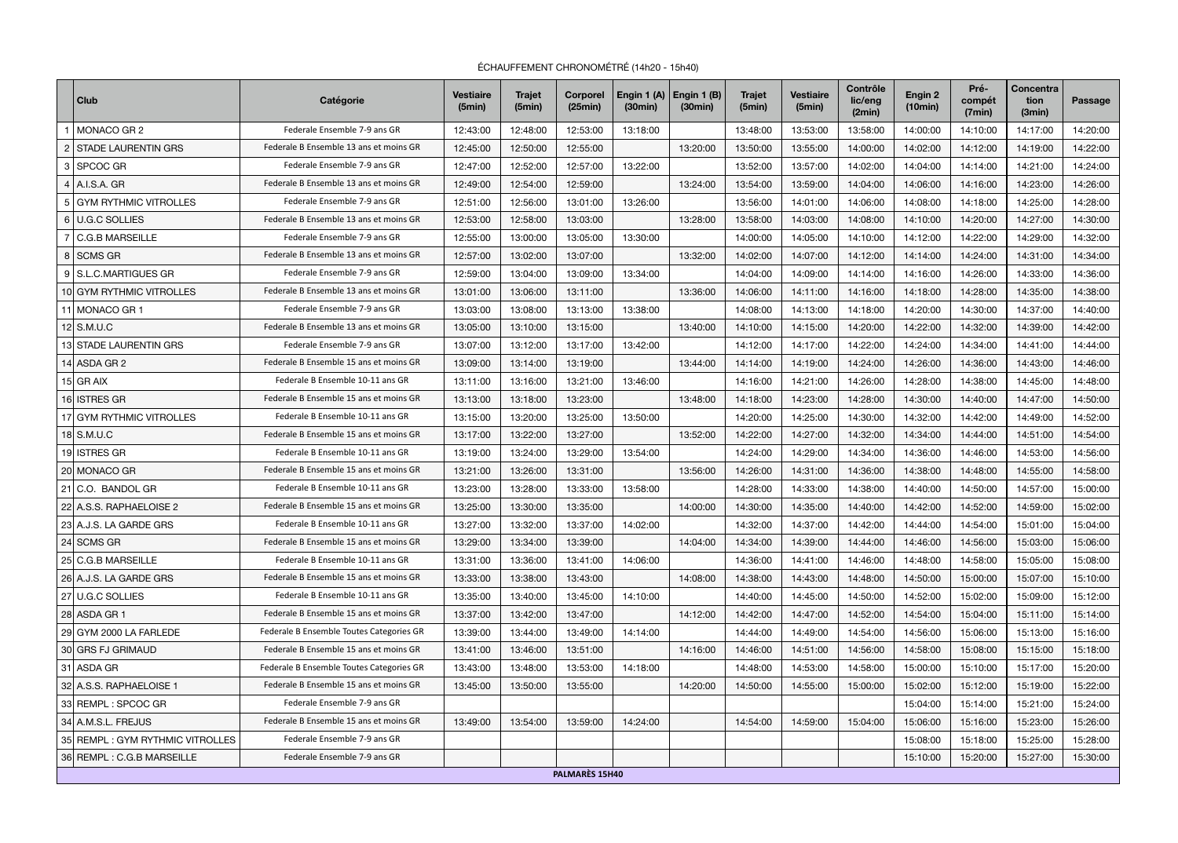# ÉCHAUFFEMENT CHRONOMÉTRÉ (14h20 - 15h40)

| | Club | Catégorie | Vestiaire (5min) | Trajet (5min) | Corporel (25min) | Engin 1 (A) (30min) | Engin 1 (B) (30min) | Trajet (5min) | Vestiaire (5min) | Contrôle lic/eng (2min) | Engin 2 (10min) | Pré-compét (7min) | Concentration (3min) | Passage |
|---|---|---|---|---|---|---|---|---|---|---|---|---|---|---|
| 1 | MONACO GR 2 | Federale Ensemble 7-9 ans GR | 12:43:00 | 12:48:00 | 12:53:00 | 13:18:00 | | 13:48:00 | 13:53:00 | 13:58:00 | 14:00:00 | 14:10:00 | 14:17:00 | 14:20:00 |
| 2 | STADE LAURENTIN GRS | Federale B Ensemble 13 ans et moins GR | 12:45:00 | 12:50:00 | 12:55:00 | | 13:20:00 | 13:50:00 | 13:55:00 | 14:00:00 | 14:02:00 | 14:12:00 | 14:19:00 | 14:22:00 |
| 3 | SPCOC GR | Federale Ensemble 7-9 ans GR | 12:47:00 | 12:52:00 | 12:57:00 | 13:22:00 | | 13:52:00 | 13:57:00 | 14:02:00 | 14:04:00 | 14:14:00 | 14:21:00 | 14:24:00 |
| 4 | A.I.S.A. GR | Federale B Ensemble 13 ans et moins GR | 12:49:00 | 12:54:00 | 12:59:00 | | 13:24:00 | 13:54:00 | 13:59:00 | 14:04:00 | 14:06:00 | 14:16:00 | 14:23:00 | 14:26:00 |
| 5 | GYM RYTHMIC VITROLLES | Federale Ensemble 7-9 ans GR | 12:51:00 | 12:56:00 | 13:01:00 | 13:26:00 | | 13:56:00 | 14:01:00 | 14:06:00 | 14:08:00 | 14:18:00 | 14:25:00 | 14:28:00 |
| 6 | U.G.C SOLLIES | Federale B Ensemble 13 ans et moins GR | 12:53:00 | 12:58:00 | 13:03:00 | | 13:28:00 | 13:58:00 | 14:03:00 | 14:08:00 | 14:10:00 | 14:20:00 | 14:27:00 | 14:30:00 |
| 7 | C.G.B MARSEILLE | Federale Ensemble 7-9 ans GR | 12:55:00 | 13:00:00 | 13:05:00 | 13:30:00 | | 14:00:00 | 14:05:00 | 14:10:00 | 14:12:00 | 14:22:00 | 14:29:00 | 14:32:00 |
| 8 | SCMS GR | Federale B Ensemble 13 ans et moins GR | 12:57:00 | 13:02:00 | 13:07:00 | | 13:32:00 | 14:02:00 | 14:07:00 | 14:12:00 | 14:14:00 | 14:24:00 | 14:31:00 | 14:34:00 |
| 9 | S.L.C.MARTIGUES GR | Federale Ensemble 7-9 ans GR | 12:59:00 | 13:04:00 | 13:09:00 | 13:34:00 | | 14:04:00 | 14:09:00 | 14:14:00 | 14:16:00 | 14:26:00 | 14:33:00 | 14:36:00 |
| 10 | GYM RYTHMIC VITROLLES | Federale B Ensemble 13 ans et moins GR | 13:01:00 | 13:06:00 | 13:11:00 | | 13:36:00 | 14:06:00 | 14:11:00 | 14:16:00 | 14:18:00 | 14:28:00 | 14:35:00 | 14:38:00 |
| 11 | MONACO GR 1 | Federale Ensemble 7-9 ans GR | 13:03:00 | 13:08:00 | 13:13:00 | 13:38:00 | | 14:08:00 | 14:13:00 | 14:18:00 | 14:20:00 | 14:30:00 | 14:37:00 | 14:40:00 |
| 12 | S.M.U.C | Federale B Ensemble 13 ans et moins GR | 13:05:00 | 13:10:00 | 13:15:00 | | 13:40:00 | 14:10:00 | 14:15:00 | 14:20:00 | 14:22:00 | 14:32:00 | 14:39:00 | 14:42:00 |
| 13 | STADE LAURENTIN GRS | Federale Ensemble 7-9 ans GR | 13:07:00 | 13:12:00 | 13:17:00 | 13:42:00 | | 14:12:00 | 14:17:00 | 14:22:00 | 14:24:00 | 14:34:00 | 14:41:00 | 14:44:00 |
| 14 | ASDA GR 2 | Federale B Ensemble 15 ans et moins GR | 13:09:00 | 13:14:00 | 13:19:00 | | 13:44:00 | 14:14:00 | 14:19:00 | 14:24:00 | 14:26:00 | 14:36:00 | 14:43:00 | 14:46:00 |
| 15 | GR AIX | Federale B Ensemble 10-11 ans GR | 13:11:00 | 13:16:00 | 13:21:00 | 13:46:00 | | 14:16:00 | 14:21:00 | 14:26:00 | 14:28:00 | 14:38:00 | 14:45:00 | 14:48:00 |
| 16 | ISTRES GR | Federale B Ensemble 15 ans et moins GR | 13:13:00 | 13:18:00 | 13:23:00 | | 13:48:00 | 14:18:00 | 14:23:00 | 14:28:00 | 14:30:00 | 14:40:00 | 14:47:00 | 14:50:00 |
| 17 | GYM RYTHMIC VITROLLES | Federale B Ensemble 10-11 ans GR | 13:15:00 | 13:20:00 | 13:25:00 | 13:50:00 | | 14:20:00 | 14:25:00 | 14:30:00 | 14:32:00 | 14:42:00 | 14:49:00 | 14:52:00 |
| 18 | S.M.U.C | Federale B Ensemble 15 ans et moins GR | 13:17:00 | 13:22:00 | 13:27:00 | | 13:52:00 | 14:22:00 | 14:27:00 | 14:32:00 | 14:34:00 | 14:44:00 | 14:51:00 | 14:54:00 |
| 19 | ISTRES GR | Federale B Ensemble 10-11 ans GR | 13:19:00 | 13:24:00 | 13:29:00 | 13:54:00 | | 14:24:00 | 14:29:00 | 14:34:00 | 14:36:00 | 14:46:00 | 14:53:00 | 14:56:00 |
| 20 | MONACO GR | Federale B Ensemble 15 ans et moins GR | 13:21:00 | 13:26:00 | 13:31:00 | | 13:56:00 | 14:26:00 | 14:31:00 | 14:36:00 | 14:38:00 | 14:48:00 | 14:55:00 | 14:58:00 |
| 21 | C.O. BANDOL GR | Federale B Ensemble 10-11 ans GR | 13:23:00 | 13:28:00 | 13:33:00 | 13:58:00 | | 14:28:00 | 14:33:00 | 14:38:00 | 14:40:00 | 14:50:00 | 14:57:00 | 15:00:00 |
| 22 | A.S.S. RAPHAELOISE 2 | Federale B Ensemble 15 ans et moins GR | 13:25:00 | 13:30:00 | 13:35:00 | | 14:00:00 | 14:30:00 | 14:35:00 | 14:40:00 | 14:42:00 | 14:52:00 | 14:59:00 | 15:02:00 |
| 23 | A.J.S. LA GARDE GRS | Federale B Ensemble 10-11 ans GR | 13:27:00 | 13:32:00 | 13:37:00 | 14:02:00 | | 14:32:00 | 14:37:00 | 14:42:00 | 14:44:00 | 14:54:00 | 15:01:00 | 15:04:00 |
| 24 | SCMS GR | Federale B Ensemble 15 ans et moins GR | 13:29:00 | 13:34:00 | 13:39:00 | | 14:04:00 | 14:34:00 | 14:39:00 | 14:44:00 | 14:46:00 | 14:56:00 | 15:03:00 | 15:06:00 |
| 25 | C.G.B MARSEILLE | Federale B Ensemble 10-11 ans GR | 13:31:00 | 13:36:00 | 13:41:00 | 14:06:00 | | 14:36:00 | 14:41:00 | 14:46:00 | 14:48:00 | 14:58:00 | 15:05:00 | 15:08:00 |
| 26 | A.J.S. LA GARDE GRS | Federale B Ensemble 15 ans et moins GR | 13:33:00 | 13:38:00 | 13:43:00 | | 14:08:00 | 14:38:00 | 14:43:00 | 14:48:00 | 14:50:00 | 15:00:00 | 15:07:00 | 15:10:00 |
| 27 | U.G.C SOLLIES | Federale B Ensemble 10-11 ans GR | 13:35:00 | 13:40:00 | 13:45:00 | 14:10:00 | | 14:40:00 | 14:45:00 | 14:50:00 | 14:52:00 | 15:02:00 | 15:09:00 | 15:12:00 |
| 28 | ASDA GR 1 | Federale B Ensemble 15 ans et moins GR | 13:37:00 | 13:42:00 | 13:47:00 | | 14:12:00 | 14:42:00 | 14:47:00 | 14:52:00 | 14:54:00 | 15:04:00 | 15:11:00 | 15:14:00 |
| 29 | GYM 2000 LA FARLEDE | Federale B Ensemble Toutes Categories GR | 13:39:00 | 13:44:00 | 13:49:00 | 14:14:00 | | 14:44:00 | 14:49:00 | 14:54:00 | 14:56:00 | 15:06:00 | 15:13:00 | 15:16:00 |
| 30 | GRS FJ GRIMAUD | Federale B Ensemble 15 ans et moins GR | 13:41:00 | 13:46:00 | 13:51:00 | | 14:16:00 | 14:46:00 | 14:51:00 | 14:56:00 | 14:58:00 | 15:08:00 | 15:15:00 | 15:18:00 |
| 31 | ASDA GR | Federale B Ensemble Toutes Categories GR | 13:43:00 | 13:48:00 | 13:53:00 | 14:18:00 | | 14:48:00 | 14:53:00 | 14:58:00 | 15:00:00 | 15:10:00 | 15:17:00 | 15:20:00 |
| 32 | A.S.S. RAPHAELOISE 1 | Federale B Ensemble 15 ans et moins GR | 13:45:00 | 13:50:00 | 13:55:00 | | 14:20:00 | 14:50:00 | 14:55:00 | 15:00:00 | 15:02:00 | 15:12:00 | 15:19:00 | 15:22:00 |
| 33 | REMPL : SPCOC GR | Federale Ensemble 7-9 ans GR | | | | | | | | | 15:04:00 | 15:14:00 | 15:21:00 | 15:24:00 |
| 34 | A.M.S.L. FREJUS | Federale B Ensemble 15 ans et moins GR | 13:49:00 | 13:54:00 | 13:59:00 | 14:24:00 | | 14:54:00 | 14:59:00 | 15:04:00 | 15:06:00 | 15:16:00 | 15:23:00 | 15:26:00 |
| 35 | REMPL : GYM RYTHMIC VITROLLES | Federale Ensemble 7-9 ans GR | | | | | | | | | 15:08:00 | 15:18:00 | 15:25:00 | 15:28:00 |
| 36 | REMPL : C.G.B MARSEILLE | Federale Ensemble 7-9 ans GR | | | | | | | | | 15:10:00 | 15:20:00 | 15:27:00 | 15:30:00 |
| | | | | | PALMARÈS 15H40 | | | | | | | | | |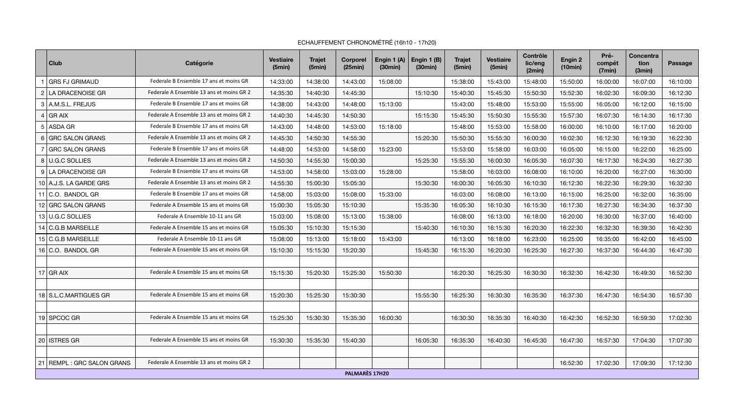ECHAUFFEMENT CHRONOMÉTRÉ (16h10 - 17h20)

| | Club | Catégorie | Vestiaire (5min) | Trajet (5min) | Corporel (25min) | Engin 1 (A) (30min) | Engin 1 (B) (30min) | Trajet (5min) | Vestiaire (5min) | Contrôle lic/eng (2min) | Engin 2 (10min) | Pré-compét (7min) | Concentration (3min) | Passage |
|---|---|---|---|---|---|---|---|---|---|---|---|---|---|---|
| 1 | GRS FJ GRIMAUD | Federale B Ensemble 17 ans et moins GR | 14:33:00 | 14:38:00 | 14:43:00 | 15:08:00 | | 15:38:00 | 15:43:00 | 15:48:00 | 15:50:00 | 16:00:00 | 16:07:00 | 16:10:00 |
| 2 | LA DRACENOISE GR | Federale A Ensemble 13 ans et moins GR 2 | 14:35:30 | 14:40:30 | 14:45:30 | | 15:10:30 | 15:40:30 | 15:45:30 | 15:50:30 | 15:52:30 | 16:02:30 | 16:09:30 | 16:12:30 |
| 3 | A.M.S.L. FREJUS | Federale B Ensemble 17 ans et moins GR | 14:38:00 | 14:43:00 | 14:48:00 | 15:13:00 | | 15:43:00 | 15:48:00 | 15:53:00 | 15:55:00 | 16:05:00 | 16:12:00 | 16:15:00 |
| 4 | GR AIX | Federale A Ensemble 13 ans et moins GR 2 | 14:40:30 | 14:45:30 | 14:50:30 | | 15:15:30 | 15:45:30 | 15:50:30 | 15:55:30 | 15:57:30 | 16:07:30 | 16:14:30 | 16:17:30 |
| 5 | ASDA GR | Federale B Ensemble 17 ans et moins GR | 14:43:00 | 14:48:00 | 14:53:00 | 15:18:00 | | 15:48:00 | 15:53:00 | 15:58:00 | 16:00:00 | 16:10:00 | 16:17:00 | 16:20:00 |
| 6 | GRC SALON GRANS | Federale A Ensemble 13 ans et moins GR 2 | 14:45:30 | 14:50:30 | 14:55:30 | | 15:20:30 | 15:50:30 | 15:55:30 | 16:00:30 | 16:02:30 | 16:12:30 | 16:19:30 | 16:22:30 |
| 7 | GRC SALON GRANS | Federale B Ensemble 17 ans et moins GR | 14:48:00 | 14:53:00 | 14:58:00 | 15:23:00 | | 15:53:00 | 15:58:00 | 16:03:00 | 16:05:00 | 16:15:00 | 16:22:00 | 16:25:00 |
| 8 | U.G.C SOLLIES | Federale A Ensemble 13 ans et moins GR 2 | 14:50:30 | 14:55:30 | 15:00:30 | | 15:25:30 | 15:55:30 | 16:00:30 | 16:05:30 | 16:07:30 | 16:17:30 | 16:24:30 | 16:27:30 |
| 9 | LA DRACENOISE GR | Federale B Ensemble 17 ans et moins GR | 14:53:00 | 14:58:00 | 15:03:00 | 15:28:00 | | 15:58:00 | 16:03:00 | 16:08:00 | 16:10:00 | 16:20:00 | 16:27:00 | 16:30:00 |
| 10 | A.J.S. LA GARDE GRS | Federale A Ensemble 13 ans et moins GR 2 | 14:55:30 | 15:00:30 | 15:05:30 | | 15:30:30 | 16:00:30 | 16:05:30 | 16:10:30 | 16:12:30 | 16:22:30 | 16:29:30 | 16:32:30 |
| 11 | C.O. BANDOL GR | Federale B Ensemble 17 ans et moins GR | 14:58:00 | 15:03:00 | 15:08:00 | 15:33:00 | | 16:03:00 | 16:08:00 | 16:13:00 | 16:15:00 | 16:25:00 | 16:32:00 | 16:35:00 |
| 12 | GRC SALON GRANS | Federale A Ensemble 15 ans et moins GR | 15:00:30 | 15:05:30 | 15:10:30 | | 15:35:30 | 16:05:30 | 16:10:30 | 16:15:30 | 16:17:30 | 16:27:30 | 16:34:30 | 16:37:30 |
| 13 | U.G.C SOLLIES | Federale A Ensemble 10-11 ans GR | 15:03:00 | 15:08:00 | 15:13:00 | 15:38:00 | | 16:08:00 | 16:13:00 | 16:18:00 | 16:20:00 | 16:30:00 | 16:37:00 | 16:40:00 |
| 14 | C.G.B MARSEILLE | Federale A Ensemble 15 ans et moins GR | 15:05:30 | 15:10:30 | 15:15:30 | | 15:40:30 | 16:10:30 | 16:15:30 | 16:20:30 | 16:22:30 | 16:32:30 | 16:39:30 | 16:42:30 |
| 15 | C.G.B MARSEILLE | Federale A Ensemble 10-11 ans GR | 15:08:00 | 15:13:00 | 15:18:00 | 15:43:00 | | 16:13:00 | 16:18:00 | 16:23:00 | 16:25:00 | 16:35:00 | 16:42:00 | 16:45:00 |
| 16 | C.O. BANDOL GR | Federale A Ensemble 15 ans et moins GR | 15:10:30 | 15:15:30 | 15:20:30 | | 15:45:30 | 16:15:30 | 16:20:30 | 16:25:30 | 16:27:30 | 16:37:30 | 16:44:30 | 16:47:30 |
| | | | | | | | | | | | | | | |
| 17 | GR AIX | Federale A Ensemble 15 ans et moins GR | 15:15:30 | 15:20:30 | 15:25:30 | 15:50:30 | | 16:20:30 | 16:25:30 | 16:30:30 | 16:32:30 | 16:42:30 | 16:49:30 | 16:52:30 |
| | | | | | | | | | | | | | | |
| 18 | S.L.C.MARTIGUES GR | Federale A Ensemble 15 ans et moins GR | 15:20:30 | 15:25:30 | 15:30:30 | | 15:55:30 | 16:25:30 | 16:30:30 | 16:35:30 | 16:37:30 | 16:47:30 | 16:54:30 | 16:57:30 |
| | | | | | | | | | | | | | | |
| 19 | SPCOC GR | Federale A Ensemble 15 ans et moins GR | 15:25:30 | 15:30:30 | 15:35:30 | 16:00:30 | | 16:30:30 | 16:35:30 | 16:40:30 | 16:42:30 | 16:52:30 | 16:59:30 | 17:02:30 |
| | | | | | | | | | | | | | | |
| 20 | ISTRES GR | Federale A Ensemble 15 ans et moins GR | 15:30:30 | 15:35:30 | 15:40:30 | | 16:05:30 | 16:35:30 | 16:40:30 | 16:45:30 | 16:47:30 | 16:57:30 | 17:04:30 | 17:07:30 |
| | | | | | | | | | | | | | | |
| 21 | REMPL : GRC SALON GRANS | Federale A Ensemble 13 ans et moins GR 2 | | | | | | | | | 16:52:30 | 17:02:30 | 17:09:30 | 17:12:30 |
| | | | | | PALMARÈS 17H20 | | | | | | | | | |